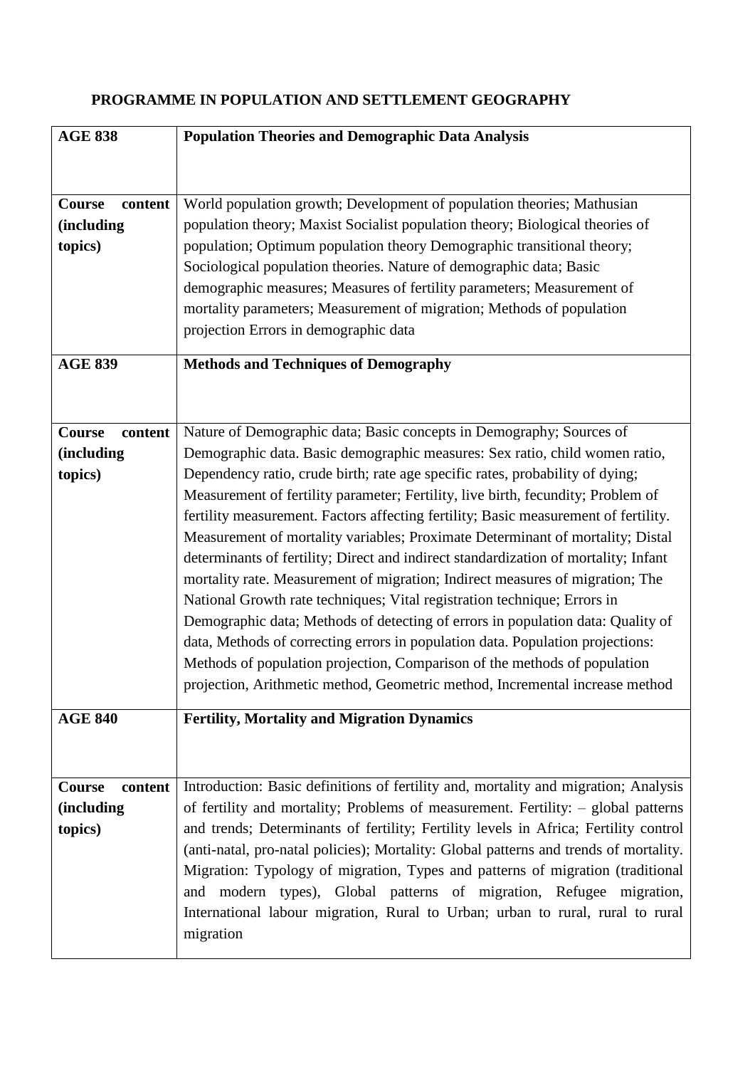## PROGRAMME IN POPULATION AND SETTLEMENT GEOGRAPHY

| **AGE 838** | **Population Theories and Demographic Data Analysis** |
|---|---|
| **Course content (including topics)** | World population growth; Development of population theories; Mathusian population theory; Maxist Socialist population theory; Biological theories of population; Optimum population theory Demographic transitional theory; Sociological population theories. Nature of demographic data; Basic demographic measures; Measures of fertility parameters; Measurement of mortality parameters; Measurement of migration; Methods of population projection Errors in demographic data |
| **AGE 839** | **Methods and Techniques of Demography** |
| **Course content (including topics)** | Nature of Demographic data; Basic concepts in Demography; Sources of Demographic data. Basic demographic measures: Sex ratio, child women ratio, Dependency ratio, crude birth; rate age specific rates, probability of dying; Measurement of fertility parameter; Fertility, live birth, fecundity; Problem of fertility measurement. Factors affecting fertility; Basic measurement of fertility. Measurement of mortality variables; Proximate Determinant of mortality; Distal determinants of fertility; Direct and indirect standardization of mortality; Infant mortality rate. Measurement of migration; Indirect measures of migration; The National Growth rate techniques; Vital registration technique; Errors in Demographic data; Methods of detecting of errors in population data: Quality of data, Methods of correcting errors in population data. Population projections: Methods of population projection, Comparison of the methods of population projection, Arithmetic method, Geometric method, Incremental increase method |
| **AGE 840** | **Fertility, Mortality and Migration Dynamics** |
| **Course content (including topics)** | Introduction: Basic definitions of fertility and, mortality and migration; Analysis of fertility and mortality; Problems of measurement. Fertility: – global patterns and trends; Determinants of fertility; Fertility levels in Africa; Fertility control (anti-natal, pro-natal policies); Mortality: Global patterns and trends of mortality. Migration: Typology of migration, Types and patterns of migration (traditional and modern types), Global patterns of migration, Refugee migration, International labour migration, Rural to Urban; urban to rural, rural to rural migration |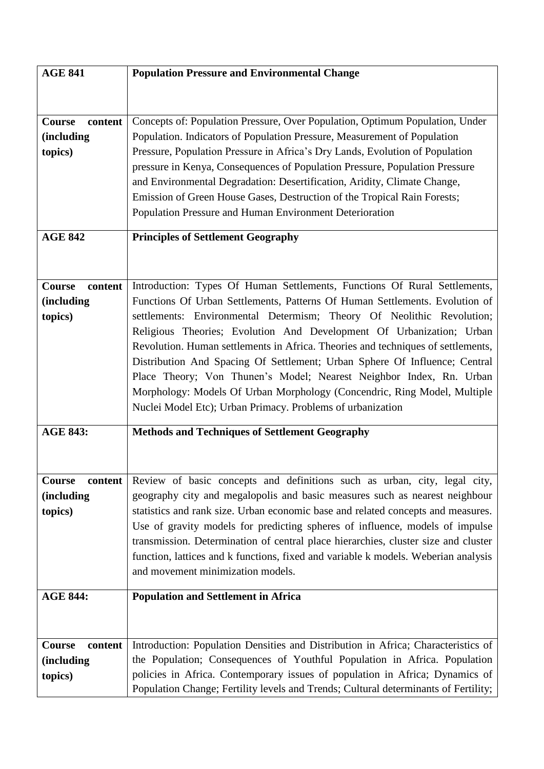| **AGE 841** | **Population Pressure and Environmental Change** |
|---|---|
| **Course content (including topics)** | Concepts of: Population Pressure, Over Population, Optimum Population, Under Population. Indicators of Population Pressure, Measurement of Population Pressure, Population Pressure in Africa's Dry Lands, Evolution of Population pressure in Kenya, Consequences of Population Pressure, Population Pressure and Environmental Degradation: Desertification, Aridity, Climate Change, Emission of Green House Gases, Destruction of the Tropical Rain Forests; Population Pressure and Human Environment Deterioration |
| **AGE 842** | **Principles of Settlement Geography** |
| **Course content (including topics)** | Introduction: Types Of Human Settlements, Functions Of Rural Settlements, Functions Of Urban Settlements, Patterns Of Human Settlements. Evolution of settlements: Environmental Determism; Theory Of Neolithic Revolution; Religious Theories; Evolution And Development Of Urbanization; Urban Revolution. Human settlements in Africa. Theories and techniques of settlements, Distribution And Spacing Of Settlement; Urban Sphere Of Influence; Central Place Theory; Von Thunen's Model; Nearest Neighbor Index, Rn. Urban Morphology: Models Of Urban Morphology (Concendric, Ring Model, Multiple Nuclei Model Etc); Urban Primacy. Problems of urbanization |
| **AGE 843:** | **Methods and Techniques of Settlement Geography** |
| **Course content (including topics)** | Review of basic concepts and definitions such as urban, city, legal city, geography city and megalopolis and basic measures such as nearest neighbour statistics and rank size. Urban economic base and related concepts and measures. Use of gravity models for predicting spheres of influence, models of impulse transmission. Determination of central place hierarchies, cluster size and cluster function, lattices and k functions, fixed and variable k models. Weberian analysis and movement minimization models. |
| **AGE 844:** | **Population and Settlement in Africa** |
| **Course content (including topics)** | Introduction: Population Densities and Distribution in Africa; Characteristics of the Population; Consequences of Youthful Population in Africa. Population policies in Africa. Contemporary issues of population in Africa; Dynamics of Population Change; Fertility levels and Trends; Cultural determinants of Fertility; |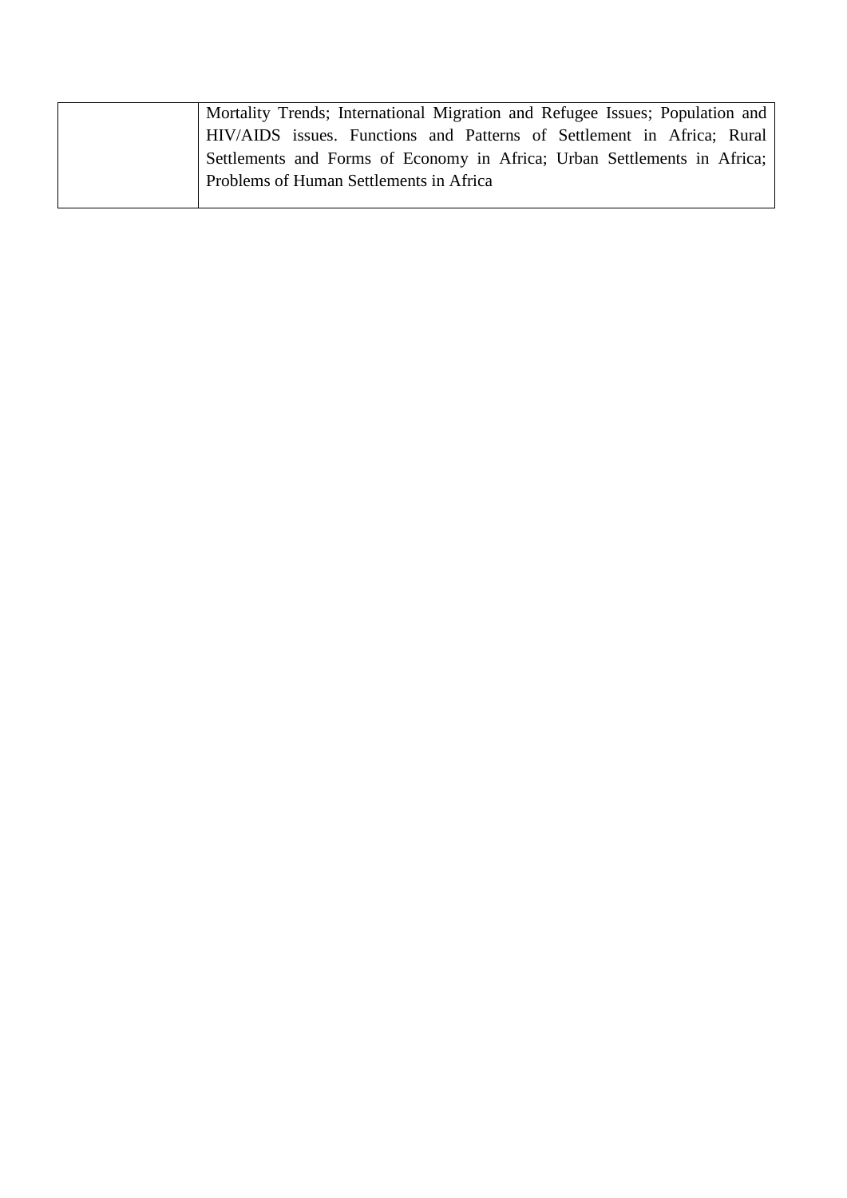| | |
|---|---|
| | Mortality Trends; International Migration and Refugee Issues; Population and HIV/AIDS issues. Functions and Patterns of Settlement in Africa; Rural Settlements and Forms of Economy in Africa; Urban Settlements in Africa; Problems of Human Settlements in Africa |